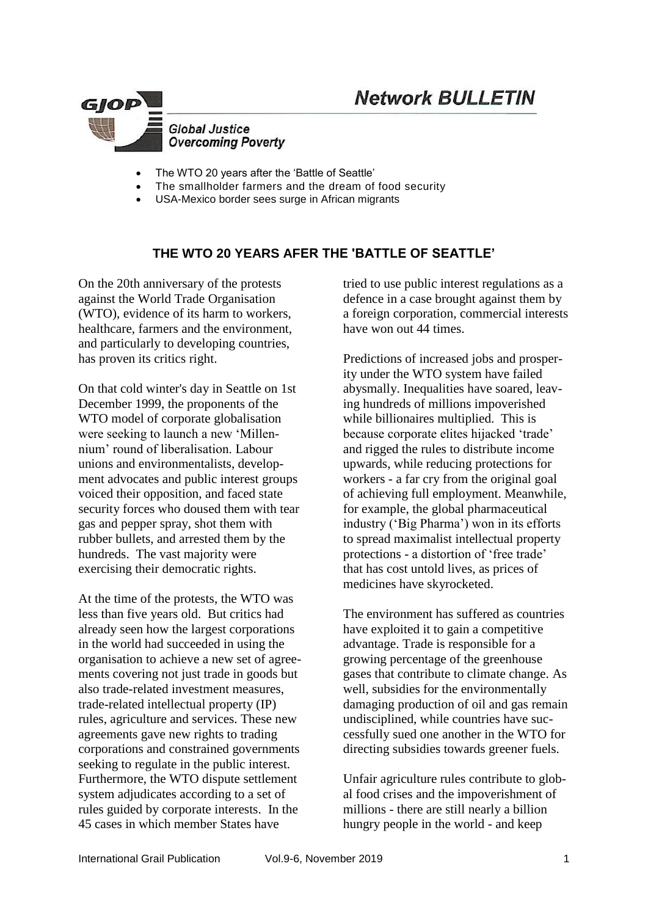# Network BULLETIN

GJOP

*Global Justice Overcoming Poverty*

- The WTO 20 years after the 'Battle of Seattle'
- The smallholder farmers and the dream of food security
- USA-Mexico border sees surge in African migrants

## THE WTO 20 YEARS AFER THE 'BATTLE OF SEATTLE'

On the 20th anniversary of the protests against the World Trade Organisation (WTO), evidence of its harm to workers, healthcare, farmers and the environment, and particularly to developing countries, has proven its critics right.

On that cold winter's day in Seattle on 1st December 1999, the proponents of the WTO model of corporate globalisation were seeking to launch a new 'Millennium' round of liberalisation. Labour unions and environmentalists, development advocates and public interest groups voiced their opposition, and faced state security forces who doused them with tear gas and pepper spray, shot them with rubber bullets, and arrested them by the hundreds. The vast majority were exercising their democratic rights.

At the time of the protests, the WTO was less than five years old. But critics had already seen how the largest corporations in the world had succeeded in using the organisation to achieve a new set of agreements covering not just trade in goods but also trade-related investment measures, trade-related intellectual property (IP) rules, agriculture and services. These new agreements gave new rights to trading corporations and constrained governments seeking to regulate in the public interest. Furthermore, the WTO dispute settlement system adjudicates according to a set of rules guided by corporate interests. In the 45 cases in which member States have tried to use public interest regulations as a defence in a case brought against them by a foreign corporation, commercial interests have won out 44 times.

Predictions of increased jobs and prosperity under the WTO system have failed abysmally. Inequalities have soared, leaving hundreds of millions impoverished while billionaires multiplied. This is because corporate elites hijacked 'trade' and rigged the rules to distribute income upwards, while reducing protections for workers - a far cry from the original goal of achieving full employment. Meanwhile, for example, the global pharmaceutical industry ('Big Pharma') won in its efforts to spread maximalist intellectual property protections - a distortion of 'free trade' that has cost untold lives, as prices of medicines have skyrocketed.

The environment has suffered as countries have exploited it to gain a competitive advantage. Trade is responsible for a growing percentage of the greenhouse gases that contribute to climate change. As well, subsidies for the environmentally damaging production of oil and gas remain undisciplined, while countries have successfully sued one another in the WTO for directing subsidies towards greener fuels.

Unfair agriculture rules contribute to global food crises and the impoverishment of millions - there are still nearly a billion hungry people in the world - and keep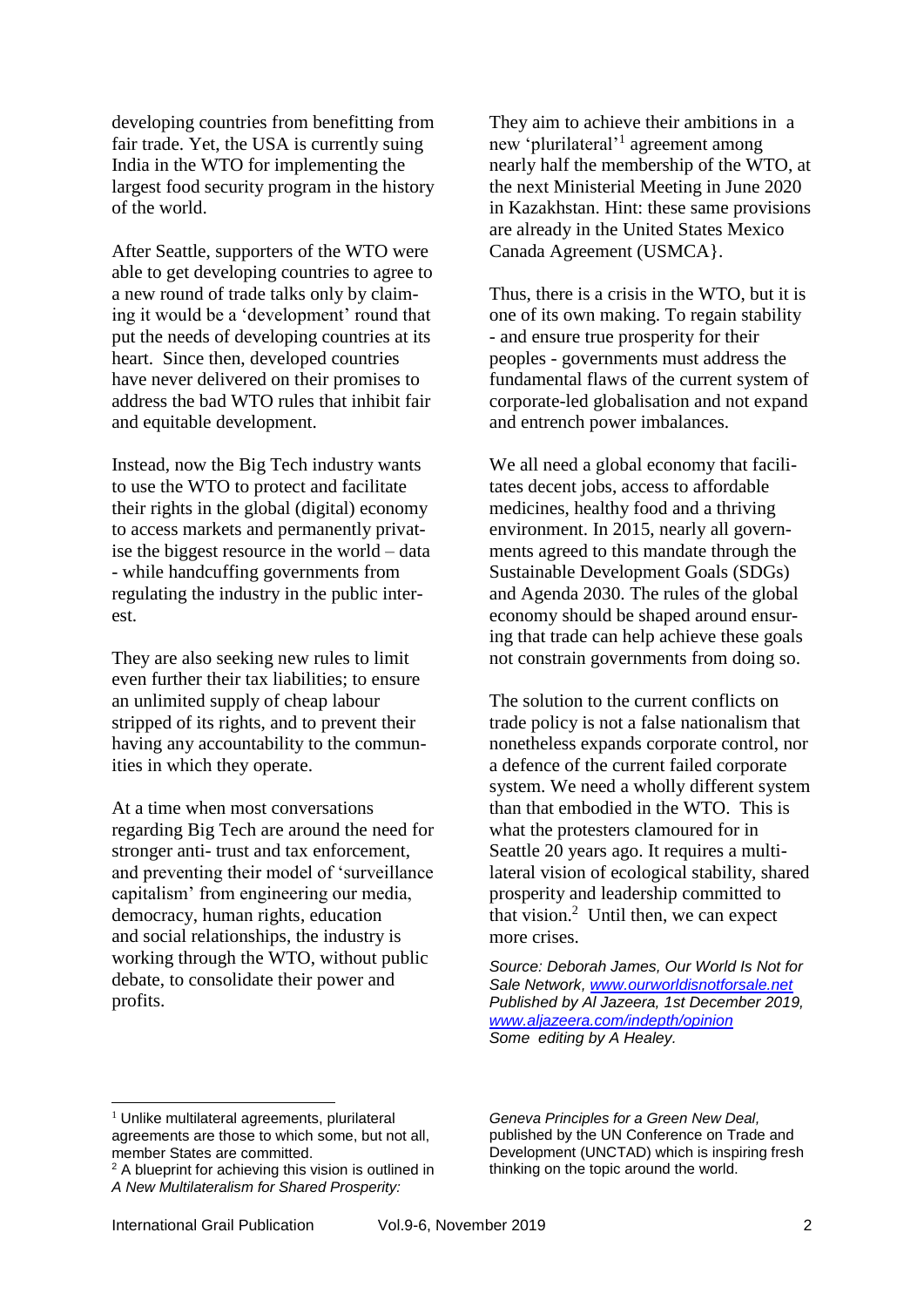developing countries from benefitting from fair trade. Yet, the USA is currently suing India in the WTO for implementing the largest food security program in the history of the world.

After Seattle, supporters of the WTO were able to get developing countries to agree to a new round of trade talks only by claiming it would be a 'development' round that put the needs of developing countries at its heart. Since then, developed countries have never delivered on their promises to address the bad WTO rules that inhibit fair and equitable development.

Instead, now the Big Tech industry wants to use the WTO to protect and facilitate their rights in the global (digital) economy to access markets and permanently privatise the biggest resource in the world – data - while handcuffing governments from regulating the industry in the public interest.

They are also seeking new rules to limit even further their tax liabilities; to ensure an unlimited supply of cheap labour stripped of its rights, and to prevent their having any accountability to the communities in which they operate.

At a time when most conversations regarding Big Tech are around the need for stronger anti- trust and tax enforcement, and preventing their model of 'surveillance capitalism' from engineering our media, democracy, human rights, education and social relationships, the industry is working through the WTO, without public debate, to consolidate their power and profits.

They aim to achieve their ambitions in a new 'plurilateral'[1] agreement among nearly half the membership of the WTO, at the next Ministerial Meeting in June 2020 in Kazakhstan. Hint: these same provisions are already in the United States Mexico Canada Agreement (USMCA}.

Thus, there is a crisis in the WTO, but it is one of its own making. To regain stability - and ensure true prosperity for their peoples - governments must address the fundamental flaws of the current system of corporate-led globalisation and not expand and entrench power imbalances.

We all need a global economy that facilitates decent jobs, access to affordable medicines, healthy food and a thriving environment. In 2015, nearly all governments agreed to this mandate through the Sustainable Development Goals (SDGs) and Agenda 2030. The rules of the global economy should be shaped around ensuring that trade can help achieve these goals not constrain governments from doing so.

The solution to the current conflicts on trade policy is not a false nationalism that nonetheless expands corporate control, nor a defence of the current failed corporate system. We need a wholly different system than that embodied in the WTO. This is what the protesters clamoured for in Seattle 20 years ago. It requires a multilateral vision of ecological stability, shared prosperity and leadership committed to that vision.[2] Until then, we can expect more crises.

*Source: Deborah James, Our World Is Not for Sale Network, [www.ourworldisnotforsale.net](http://www.ourworldisnotforsale.net)*
*Published by Al Jazeera, 1st December 2019, [www.aljazeera.com/indepth/opinion](http://www.aljazeera.com/indepth/opinion)*
*Some editing by A Healey.*

---

[1] Unlike multilateral agreements, plurilateral agreements are those to which some, but not all, member States are committed.

[2] A blueprint for achieving this vision is outlined in *A New Multilateralism for Shared Prosperity: Geneva Principles for a Green New Deal,* published by the UN Conference on Trade and Development (UNCTAD) which is inspiring fresh thinking on the topic around the world.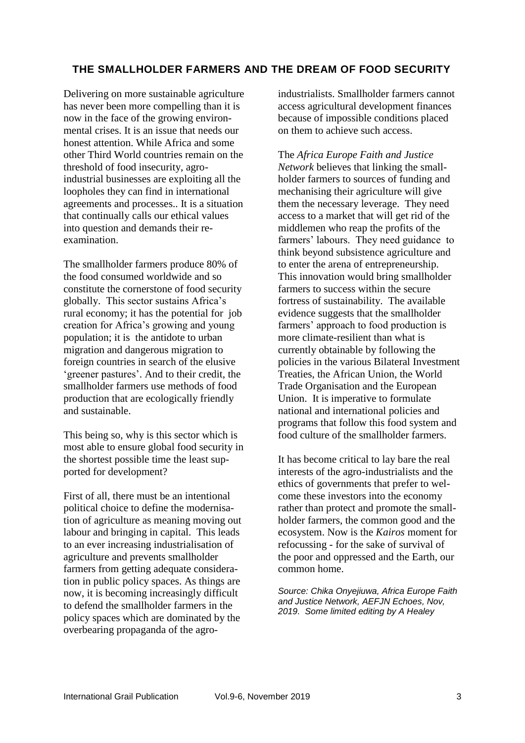# THE SMALLHOLDER FARMERS AND THE DREAM OF FOOD SECURITY

Delivering on more sustainable agriculture has never been more compelling than it is now in the face of the growing environmental crises. It is an issue that needs our honest attention. While Africa and some other Third World countries remain on the threshold of food insecurity, agro-industrial businesses are exploiting all the loopholes they can find in international agreements and processes.. It is a situation that continually calls our ethical values into question and demands their re-examination.

The smallholder farmers produce 80% of the food consumed worldwide and so constitute the cornerstone of food security globally. This sector sustains Africa's rural economy; it has the potential for job creation for Africa's growing and young population; it is the antidote to urban migration and dangerous migration to foreign countries in search of the elusive 'greener pastures'. And to their credit, the smallholder farmers use methods of food production that are ecologically friendly and sustainable.

This being so, why is this sector which is most able to ensure global food security in the shortest possible time the least supported for development?

First of all, there must be an intentional political choice to define the modernisation of agriculture as meaning moving out labour and bringing in capital. This leads to an ever increasing industrialisation of agriculture and prevents smallholder farmers from getting adequate consideration in public policy spaces. As things are now, it is becoming increasingly difficult to defend the smallholder farmers in the policy spaces which are dominated by the overbearing propaganda of the agro-industrialists. Smallholder farmers cannot access agricultural development finances because of impossible conditions placed on them to achieve such access.

The *Africa Europe Faith and Justice Network* believes that linking the smallholder farmers to sources of funding and mechanising their agriculture will give them the necessary leverage. They need access to a market that will get rid of the middlemen who reap the profits of the farmers' labours. They need guidance to think beyond subsistence agriculture and to enter the arena of entrepreneurship. This innovation would bring smallholder farmers to success within the secure fortress of sustainability. The available evidence suggests that the smallholder farmers' approach to food production is more climate-resilient than what is currently obtainable by following the policies in the various Bilateral Investment Treaties, the African Union, the World Trade Organisation and the European Union. It is imperative to formulate national and international policies and programs that follow this food system and food culture of the smallholder farmers.

It has become critical to lay bare the real interests of the agro-industrialists and the ethics of governments that prefer to welcome these investors into the economy rather than protect and promote the smallholder farmers, the common good and the ecosystem. Now is the *Kairos* moment for refocussing - for the sake of survival of the poor and oppressed and the Earth, our common home.

*Source: Chika Onyejiuwa, Africa Europe Faith and Justice Network, AEFJN Echoes, Nov, 2019. Some limited editing by A Healey*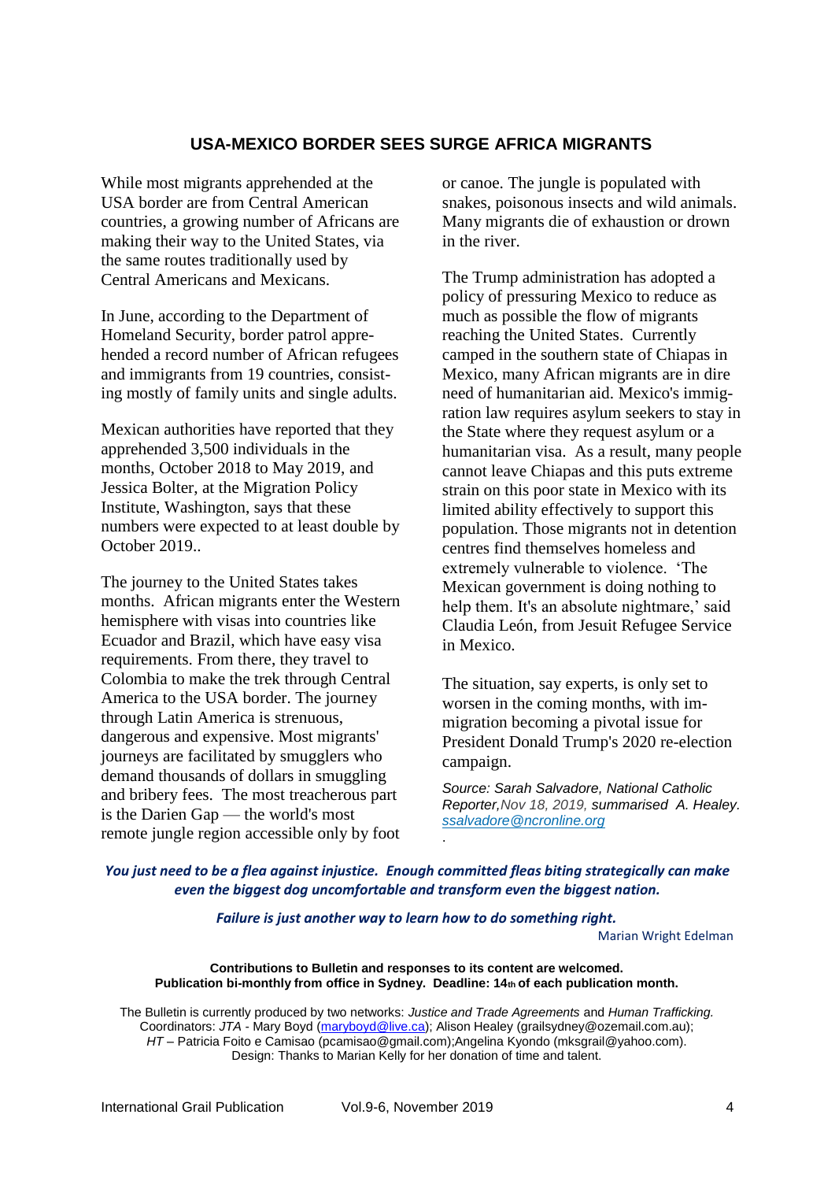## USA-MEXICO BORDER SEES SURGE AFRICA MIGRANTS

While most migrants apprehended at the USA border are from Central American countries, a growing number of Africans are making their way to the United States, via the same routes traditionally used by Central Americans and Mexicans.

In June, according to the Department of Homeland Security, border patrol apprehended a record number of African refugees and immigrants from 19 countries, consisting mostly of family units and single adults.

Mexican authorities have reported that they apprehended 3,500 individuals in the months, October 2018 to May 2019, and Jessica Bolter, at the Migration Policy Institute, Washington, says that these numbers were expected to at least double by October 2019..

The journey to the United States takes months. African migrants enter the Western hemisphere with visas into countries like Ecuador and Brazil, which have easy visa requirements. From there, they travel to Colombia to make the trek through Central America to the USA border. The journey through Latin America is strenuous, dangerous and expensive. Most migrants' journeys are facilitated by smugglers who demand thousands of dollars in smuggling and bribery fees. The most treacherous part is the Darien Gap — the world's most remote jungle region accessible only by foot or canoe. The jungle is populated with snakes, poisonous insects and wild animals. Many migrants die of exhaustion or drown in the river.

The Trump administration has adopted a policy of pressuring Mexico to reduce as much as possible the flow of migrants reaching the United States. Currently camped in the southern state of Chiapas in Mexico, many African migrants are in dire need of humanitarian aid. Mexico's immigration law requires asylum seekers to stay in the State where they request asylum or a humanitarian visa. As a result, many people cannot leave Chiapas and this puts extreme strain on this poor state in Mexico with its limited ability effectively to support this population. Those migrants not in detention centres find themselves homeless and extremely vulnerable to violence. 'The Mexican government is doing nothing to help them. It's an absolute nightmare,' said Claudia León, from Jesuit Refugee Service in Mexico.

The situation, say experts, is only set to worsen in the coming months, with immigration becoming a pivotal issue for President Donald Trump's 2020 re-election campaign.

*Source: Sarah Salvadore, National Catholic Reporter, Nov 18, 2019, summarised A. Healey.* *ssalvadore@ncronline.org*

***You just need to be a flea against injustice. Enough committed fleas biting strategically can make even the biggest dog uncomfortable and transform even the biggest nation.***

***Failure is just another way to learn how to do something right.***

Marian Wright Edelman

**Contributions to Bulletin and responses to its content are welcomed.**
**Publication bi-monthly from office in Sydney. Deadline: 14th of each publication month.**

The Bulletin is currently produced by two networks: *Justice and Trade Agreements* and *Human Trafficking.*
Coordinators: *JTA* - Mary Boyd (maryboyd@live.ca); Alison Healey (grailsydney@ozemail.com.au);
*HT* – Patricia Foito e Camisao (pcamisao@gmail.com);Angelina Kyondo (mksgrail@yahoo.com).
Design: Thanks to Marian Kelly for her donation of time and talent.